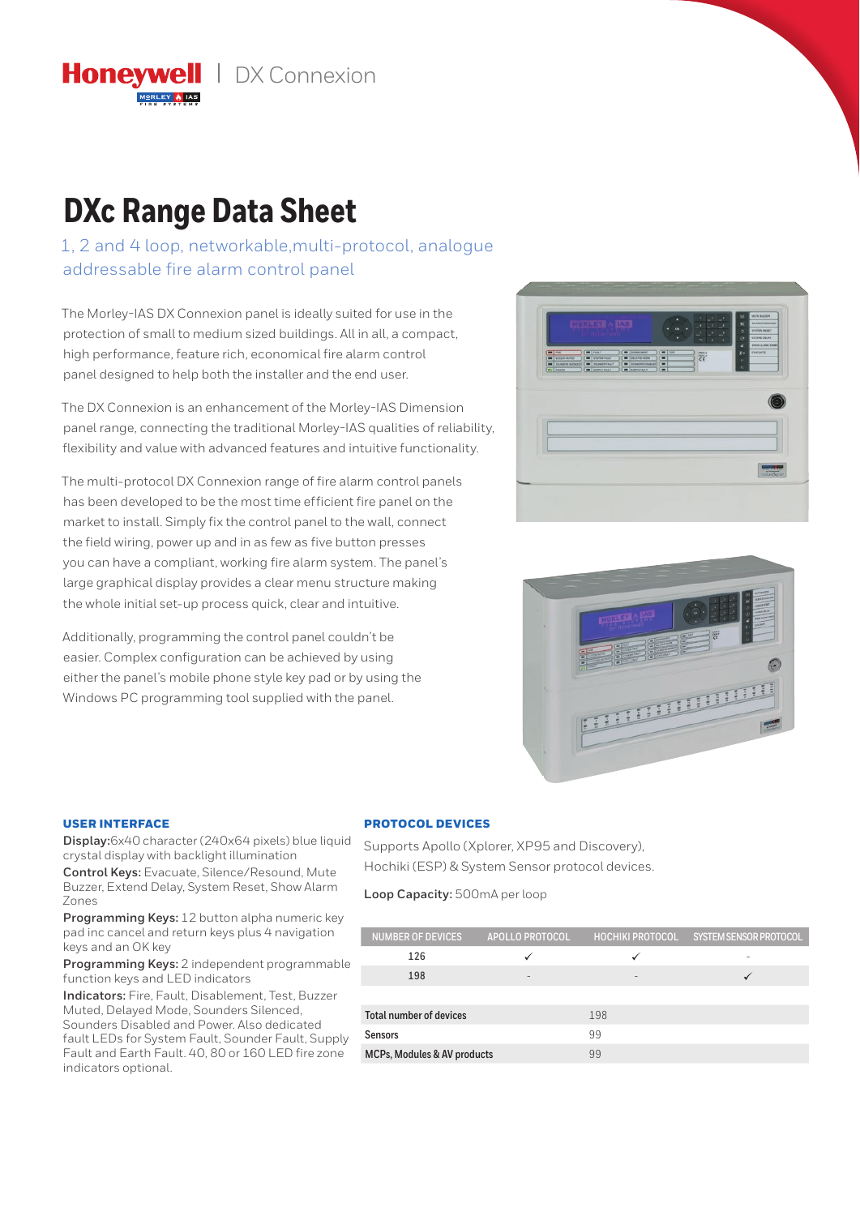Honeywell | DX Connexion

# DXc Range Data Sheet

## 1, 2 and 4 loop, networkable,multi-protocol, analogue addressable fire alarm control panel

The Morley-IAS DX Connexion panel is ideally suited for use in the protection of small to medium sized buildings. All in all, a compact, high performance, feature rich, economical fire alarm control panel designed to help both the installer and the end user.

The DX Connexion is an enhancement of the Morley-IAS Dimension panel range, connecting the traditional Morley-IAS qualities of reliability, flexibility and value with advanced features and intuitive functionality.

The multi-protocol DX Connexion range of fire alarm control panels has been developed to be the most time efficient fire panel on the market to install. Simply fix the control panel to the wall, connect the field wiring, power up and in as few as five button presses you can have a compliant, working fire alarm system. The panel's large graphical display provides a clear menu structure making the whole initial set-up process quick, clear and intuitive.

Additionally, programming the control panel couldn't be easier. Complex configuration can be achieved by using either the panel's mobile phone style key pad or by using the Windows PC programming tool supplied with the panel.

### USER INTERFACE

**Display:** 6x40 character (240x64 pixels) blue liquid crystal display with backlight illumination

**Control Keys:** Evacuate, Silence/Resound, Mute Buzzer, Extend Delay, System Reset, Show Alarm Zones

**Programming Keys:** 12 button alpha numeric key pad inc cancel and return keys plus 4 navigation keys and an OK key

**Programming Keys:** 2 independent programmable function keys and LED indicators

**Indicators:** Fire, Fault, Disablement, Test, Buzzer Muted, Delayed Mode, Sounders Silenced, Sounders Disabled and Power. Also dedicated fault LEDs for System Fault, Sounder Fault, Supply Fault and Earth Fault. 40, 80 or 160 LED fire zone indicators optional.

### PROTOCOL DEVICES

Supports Apollo (Xplorer, XP95 and Discovery), Hochiki (ESP) & System Sensor protocol devices.

**Loop Capacity:** 500mA per loop

| NUMBER OF DEVICES | APOLLO PROTOCOL | HOCHIKI PROTOCOL | SYSTEM SENSOR PROTOCOL |
|---|---|---|---|
| 126 | ✓ | ✓ | - |
| 198 | - | - | ✓ |

| | |
|---|---|
| Total number of devices | 198 |
| Sensors | 99 |
| MCPs, Modules & AV products | 99 |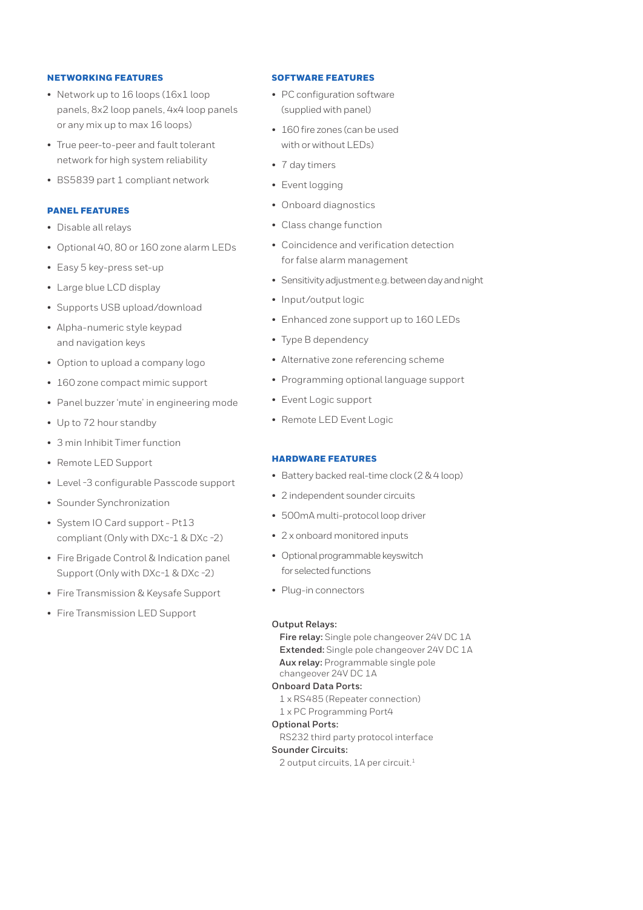## NETWORKING FEATURES

- Network up to 16 loops (16x1 loop panels, 8x2 loop panels, 4x4 loop panels or any mix up to max 16 loops)
- True peer-to-peer and fault tolerant network for high system reliability
- BS5839 part 1 compliant network

## PANEL FEATURES

- Disable all relays
- Optional 40, 80 or 160 zone alarm LEDs
- Easy 5 key-press set-up
- Large blue LCD display
- Supports USB upload/download
- Alpha-numeric style keypad and navigation keys
- Option to upload a company logo
- 160 zone compact mimic support
- Panel buzzer 'mute' in engineering mode
- Up to 72 hour standby
- 3 min Inhibit Timer function
- Remote LED Support
- Level -3 configurable Passcode support
- Sounder Synchronization
- System IO Card support - Pt13 compliant (Only with DXc-1 & DXc -2)
- Fire Brigade Control & Indication panel Support (Only with DXc-1 & DXc -2)
- Fire Transmission & Keysafe Support
- Fire Transmission LED Support

## SOFTWARE FEATURES

- PC configuration software (supplied with panel)
- 160 fire zones (can be used with or without LEDs)
- 7 day timers
- Event logging
- Onboard diagnostics
- Class change function
- Coincidence and verification detection for false alarm management
- Sensitivity adjustment e.g. between day and night
- Input/output logic
- Enhanced zone support up to 160 LEDs
- Type B dependency
- Alternative zone referencing scheme
- Programming optional language support
- Event Logic support
- Remote LED Event Logic

## HARDWARE FEATURES

- Battery backed real-time clock (2 & 4 loop)
- 2 independent sounder circuits
- 500mA multi-protocol loop driver
- 2 x onboard monitored inputs
- Optional programmable keyswitch for selected functions
- Plug-in connectors

**Output Relays:**
**Fire relay:** Single pole changeover 24V DC 1A
**Extended:** Single pole changeover 24V DC 1A
**Aux relay:** Programmable single pole changeover 24V DC 1A

**Onboard Data Ports:**
1 x RS485 (Repeater connection)
1 x PC Programming Port4

**Optional Ports:**
RS232 third party protocol interface

**Sounder Circuits:**
2 output circuits, 1A per circuit.[1]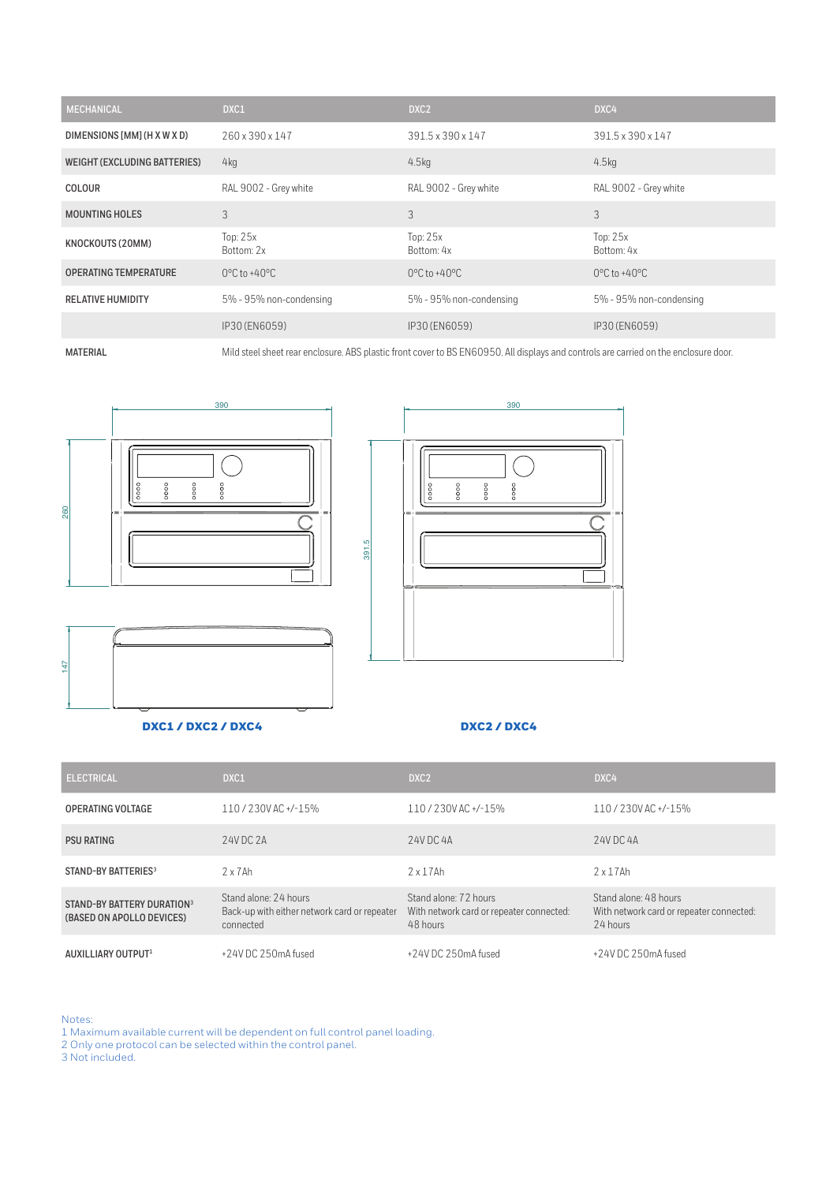| MECHANICAL | DXC1 | DXC2 | DXC4 |
|---|---|---|---|
| DIMENSIONS [MM] (H X W X D) | 260 x 390 x 147 | 391.5 x 390 x 147 | 391.5 x 390 x 147 |
| WEIGHT (EXCLUDING BATTERIES) | 4kg | 4.5kg | 4.5kg |
| COLOUR | RAL 9002 - Grey white | RAL 9002 - Grey white | RAL 9002 - Grey white |
| MOUNTING HOLES | 3 | 3 | 3 |
| KNOCKOUTS (20MM) | Top: 25x<br>Bottom: 2x | Top: 25x<br>Bottom: 4x | Top: 25x<br>Bottom: 4x |
| OPERATING TEMPERATURE | 0°C to +40°C | 0°C to +40°C | 0°C to +40°C |
| RELATIVE HUMIDITY | 5% - 95% non-condensing | 5% - 95% non-condensing | 5% - 95% non-condensing |
| | IP30 (EN6059) | IP30 (EN6059) | IP30 (EN6059) |
| MATERIAL | Mild steel sheet rear enclosure. ABS plastic front cover to BS EN60950. All displays and controls are carried on the enclosure door. | | |

390

260

147

**DXC1 / DXC2 / DXC4**

390

391.5

**DXC2 / DXC4**

| ELECTRICAL | DXC1 | DXC2 | DXC4 |
|---|---|---|---|
| OPERATING VOLTAGE | 110 / 230V AC +/-15% | 110 / 230V AC +/-15% | 110 / 230V AC +/-15% |
| PSU RATING | 24V DC 2A | 24V DC 4A | 24V DC 4A |
| STAND-BY BATTERIES[3] | 2 x 7Ah | 2 x 17Ah | 2 x 17Ah |
| STAND-BY BATTERY DURATION[3] (BASED ON APOLLO DEVICES) | Stand alone: 24 hours<br>Back-up with either network card or repeater connected | Stand alone: 72 hours<br>With network card or repeater connected: 48 hours | Stand alone: 48 hours<br>With network card or repeater connected: 24 hours |
| AUXILLIARY OUTPUT[1] | +24V DC 250mA fused | +24V DC 250mA fused | +24V DC 250mA fused |

Notes:
1 Maximum available current will be dependent on full control panel loading.
2 Only one protocol can be selected within the control panel.
3 Not included.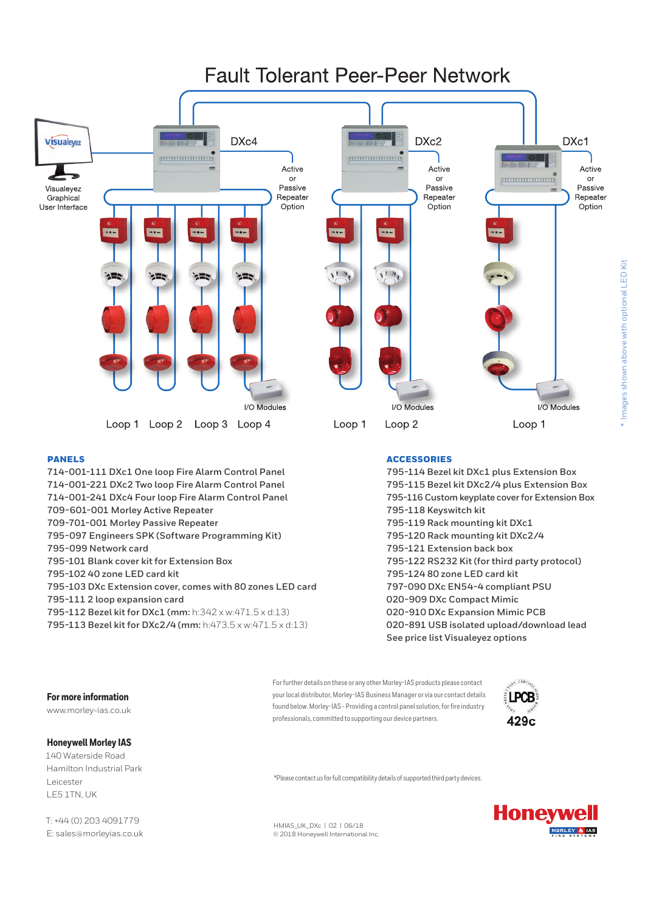# Fault Tolerant Peer-Peer Network

Visualeyez Graphical User Interface

DXc4

Active or Passive Repeater Option

DXc2

Active or Passive Repeater Option

DXc1

Active or Passive Repeater Option

I/O Modules

I/O Modules

I/O Modules

Loop 1 Loop 2 Loop 3 Loop 4

Loop 1 Loop 2

Loop 1

* Images shown above with optional LED Kit

**PANELS**

714-001-111 DXc1 One loop Fire Alarm Control Panel
714-001-221 DXc2 Two loop Fire Alarm Control Panel
714-001-241 DXc4 Four loop Fire Alarm Control Panel
709-601-001 Morley Active Repeater
709-701-001 Morley Passive Repeater
795-097 Engineers SPK (Software Programming Kit)
795-099 Network card
795-101 Blank cover kit for Extension Box
795-102 40 zone LED card kit
795-103 DXc Extension cover, comes with 80 zones LED card
795-111 2 loop expansion card
795-112 Bezel kit for DXc1 (mm: h:342 x w:471.5 x d:13)
795-113 Bezel kit for DXc2/4 (mm: h:473.5 x w:471.5 x d:13)

**ACCESSORIES**

795-114 Bezel kit DXc1 plus Extension Box
795-115 Bezel kit DXc2/4 plus Extension Box
795-116 Custom keyplate cover for Extension Box
795-118 Keyswitch kit
795-119 Rack mounting kit DXc1
795-120 Rack mounting kit DXc2/4
795-121 Extension back box
795-122 RS232 Kit (for third party protocol)
795-124 80 zone LED card kit
797-090 DXc EN54-4 compliant PSU
020-909 DXc Compact Mimic
020-910 DXc Expansion Mimic PCB
020-891 USB isolated upload/download lead
See price list Visualeyez options

**For more information**
www.morley-ias.co.uk

For further details on these or any other Morley-IAS products please contact your local distributor, Morley-IAS Business Manager or via our contact details found below. Morley-IAS - Providing a control panel solution, for fire industry professionals, committed to supporting our device partners.

LPCB 429c

**Honeywell Morley IAS**
140 Waterside Road
Hamilton Industrial Park
Leicester
LE5 1TN, UK

*Please contact us for full compatibility details of supported third party devices.

T: +44 (0) 203 4091779
E: sales@morleyias.co.uk

HMIAS_UK_DXc | 02 | 06/18
© 2018 Honeywell International Inc.

Honeywell
MORLEY IAS FIRE SYSTEMS